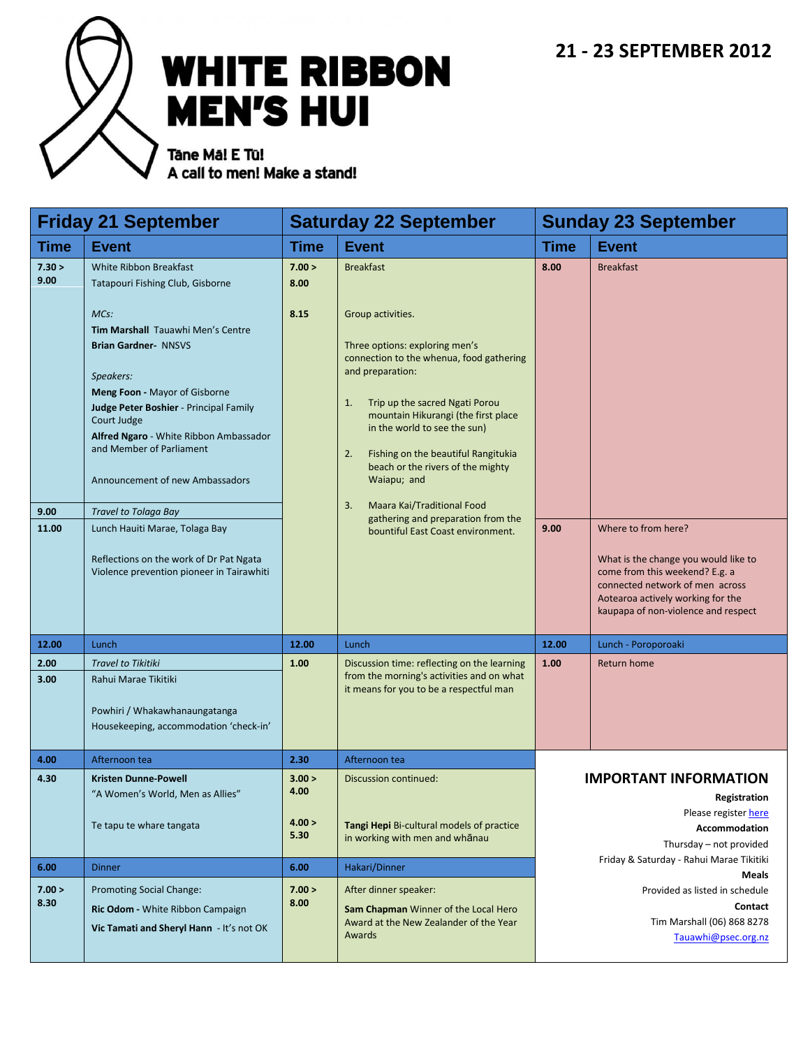# WHITE RIBBON MEN'S HUI

Tāne Mā! E Tū!
A call to men! Make a stand!

**21 - 23 SEPTEMBER 2012**

## Friday 21 September

| Time | Event |
|---|---|
| 7.30 > 9.00 | White Ribbon Breakfast<br>Tatapouri Fishing Club, Gisborne<br><br>*MCs:*<br>**Tim Marshall** Tauawhi Men's Centre<br>**Brian Gardner-** NNSVS<br><br>*Speakers:*<br>**Meng Foon -** Mayor of Gisborne<br>**Judge Peter Boshier** - Principal Family Court Judge<br>**Alfred Ngaro** - White Ribbon Ambassador and Member of Parliament<br><br>Announcement of new Ambassadors |
| 9.00 | *Travel to Tolaga Bay* |
| 11.00 | Lunch Hauiti Marae, Tolaga Bay<br><br>Reflections on the work of Dr Pat Ngata Violence prevention pioneer in Tairawhiti |
| 12.00 | Lunch |
| 2.00 | *Travel to Tikitiki* |
| 3.00 | Rahui Marae Tikitiki<br><br>Powhiri / Whakawhanaungatanga<br>Housekeeping, accommodation 'check-in' |
| 4.00 | Afternoon tea |
| 4.30 | **Kristen Dunne-Powell**<br>"A Women's World, Men as Allies"<br><br>Te tapu te whare tangata |
| 6.00 | Dinner |
| 7.00 > 8.30 | Promoting Social Change:<br>**Ric Odom -** White Ribbon Campaign<br>**Vic Tamati and Sheryl Hann** - It's not OK |

## Saturday 22 September

| Time | Event |
|---|---|
| 7.00 > 8.00 | Breakfast |
| 8.15 | Group activities.<br><br>Three options: exploring men's connection to the whenua, food gathering and preparation:<br><br>1. Trip up the sacred Ngati Porou mountain Hikurangi (the first place in the world to see the sun)<br>2. Fishing on the beautiful Rangitukia beach or the rivers of the mighty Waiapu; and<br>3. Maara Kai/Traditional Food gathering and preparation from the bountiful East Coast environment. |
| 12.00 | Lunch |
| 1.00 | Discussion time: reflecting on the learning from the morning's activities and on what it means for you to be a respectful man |
| 2.30 | Afternoon tea |
| 3.00 > 4.00 | Discussion continued: |
| 4.00 > 5.30 | **Tangi Hepi** Bi-cultural models of practice in working with men and whānau |
| 6.00 | Hakari/Dinner |
| 7.00 > 8.00 | After dinner speaker:<br>**Sam Chapman** Winner of the Local Hero Award at the New Zealander of the Year Awards |

## Sunday 23 September

| Time | Event |
|---|---|
| 8.00 | Breakfast |
| 9.00 | Where to from here?<br><br>What is the change you would like to come from this weekend? E.g. a connected network of men across Aotearoa actively working for the kaupapa of non-violence and respect |
| 12.00 | Lunch - Poroporoaki |
| 1.00 | Return home |

## IMPORTANT INFORMATION

**Registration**
Please register here

**Accommodation**
Thursday – not provided
Friday & Saturday - Rahui Marae Tikitiki

**Meals**
Provided as listed in schedule

**Contact**
Tim Marshall (06) 868 8278
Tauawhi@psec.org.nz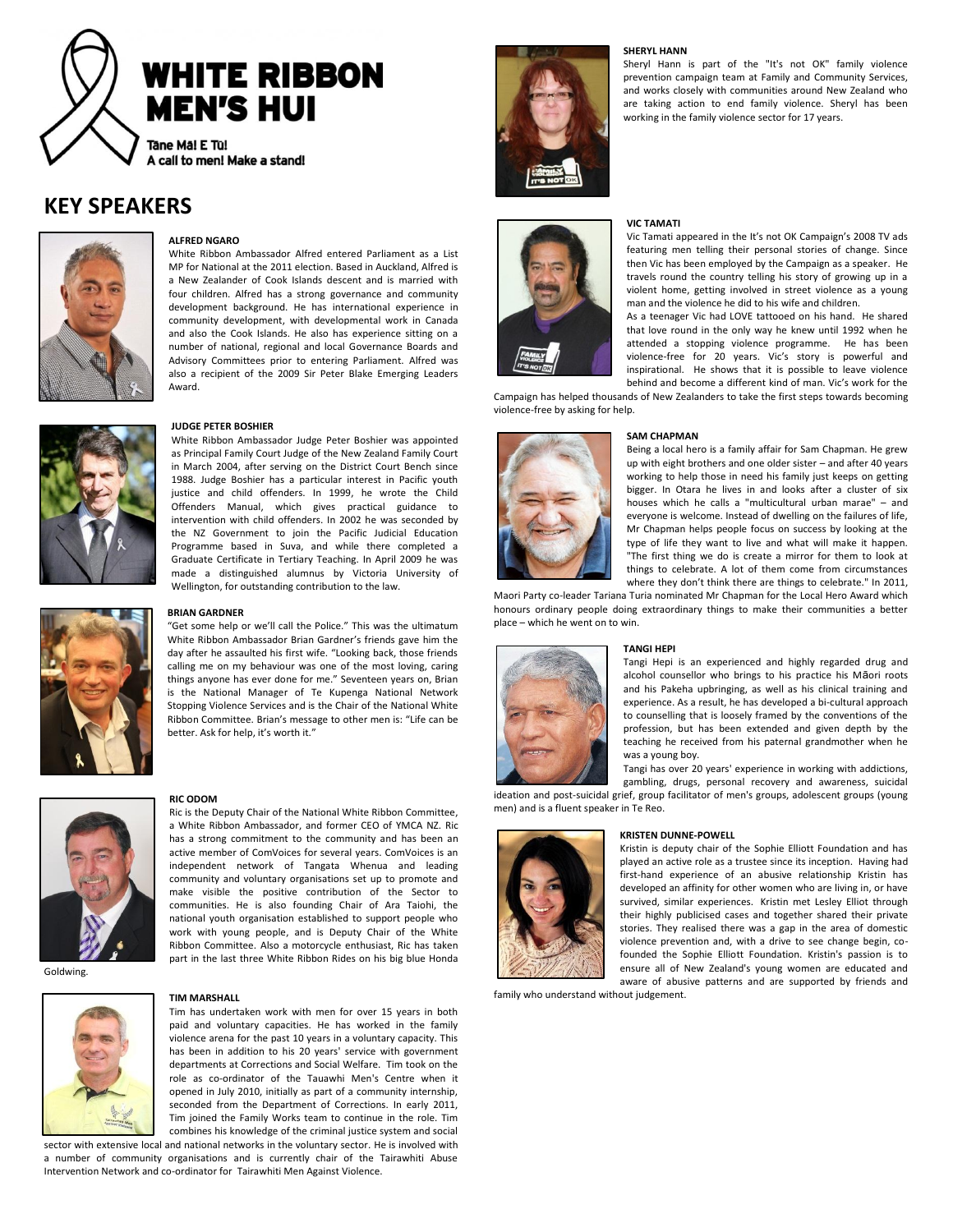# WHITE RIBBON MEN'S HUI

Tāne Mā! E Tū!
A call to men! Make a stand!

## KEY SPEAKERS

**ALFRED NGARO**

White Ribbon Ambassador Alfred entered Parliament as a List MP for National at the 2011 election. Based in Auckland, Alfred is a New Zealander of Cook Islands descent and is married with four children. Alfred has a strong governance and community development background. He has international experience in community development, with developmental work in Canada and also the Cook Islands. He also has experience sitting on a number of national, regional and local Governance Boards and Advisory Committees prior to entering Parliament. Alfred was also a recipient of the 2009 Sir Peter Blake Emerging Leaders Award.

**JUDGE PETER BOSHIER**

White Ribbon Ambassador Judge Peter Boshier was appointed as Principal Family Court Judge of the New Zealand Family Court in March 2004, after serving on the District Court Bench since 1988. Judge Boshier has a particular interest in Pacific youth justice and child offenders. In 1999, he wrote the Child Offenders Manual, which gives practical guidance to intervention with child offenders. In 2002 he was seconded by the NZ Government to join the Pacific Judicial Education Programme based in Suva, and while there completed a Graduate Certificate in Tertiary Teaching. In April 2009 he was made a distinguished alumnus by Victoria University of Wellington, for outstanding contribution to the law.

**BRIAN GARDNER**

"Get some help or we'll call the Police." This was the ultimatum White Ribbon Ambassador Brian Gardner's friends gave him the day after he assaulted his first wife. "Looking back, those friends calling me on my behaviour was one of the most loving, caring things anyone has ever done for me." Seventeen years on, Brian is the National Manager of Te Kupenga National Network Stopping Violence Services and is the Chair of the National White Ribbon Committee. Brian's message to other men is: "Life can be better. Ask for help, it's worth it."

**RIC ODOM**

Ric is the Deputy Chair of the National White Ribbon Committee, a White Ribbon Ambassador, and former CEO of YMCA NZ. Ric has a strong commitment to the community and has been an active member of ComVoices for several years. ComVoices is an independent network of Tangata Whenua and leading community and voluntary organisations set up to promote and make visible the positive contribution of the Sector to communities. He is also founding Chair of Ara Taiohi, the national youth organisation established to support people who work with young people, and is Deputy Chair of the White Ribbon Committee. Also a motorcycle enthusiast, Ric has taken part in the last three White Ribbon Rides on his big blue Honda Goldwing.

**TIM MARSHALL**

Tim has undertaken work with men for over 15 years in both paid and voluntary capacities. He has worked in the family violence arena for the past 10 years in a voluntary capacity. This has been in addition to his 20 years' service with government departments at Corrections and Social Welfare. Tim took on the role as co-ordinator of the Tauawhi Men's Centre when it opened in July 2010, initially as part of a community internship, seconded from the Department of Corrections. In early 2011, Tim joined the Family Works team to continue in the role. Tim combines his knowledge of the criminal justice system and social sector with extensive local and national networks in the voluntary sector. He is involved with a number of community organisations and is currently chair of the Tairawhiti Abuse Intervention Network and co-ordinator for Tairawhiti Men Against Violence.

**SHERYL HANN**

Sheryl Hann is part of the "It's not OK" family violence prevention campaign team at Family and Community Services, and works closely with communities around New Zealand who are taking action to end family violence. Sheryl has been working in the family violence sector for 17 years.

**VIC TAMATI**

Vic Tamati appeared in the It's not OK Campaign's 2008 TV ads featuring men telling their personal stories of change. Since then Vic has been employed by the Campaign as a speaker. He travels round the country telling his story of growing up in a violent home, getting involved in street violence as a young man and the violence he did to his wife and children.

As a teenager Vic had LOVE tattooed on his hand. He shared that love round in the only way he knew until 1992 when he attended a stopping violence programme. He has been violence-free for 20 years. Vic's story is powerful and inspirational. He shows that it is possible to leave violence behind and become a different kind of man. Vic's work for the Campaign has helped thousands of New Zealanders to take the first steps towards becoming violence-free by asking for help.

**SAM CHAPMAN**

Being a local hero is a family affair for Sam Chapman. He grew up with eight brothers and one older sister – and after 40 years working to help those in need his family just keeps on getting bigger. In Otara he lives in and looks after a cluster of six houses which he calls a "multicultural urban marae" – and everyone is welcome. Instead of dwelling on the failures of life, Mr Chapman helps people focus on success by looking at the type of life they want to live and what will make it happen. "The first thing we do is create a mirror for them to look at things to celebrate. A lot of them come from circumstances where they don't think there are things to celebrate." In 2011, Maori Party co-leader Tariana Turia nominated Mr Chapman for the Local Hero Award which honours ordinary people doing extraordinary things to make their communities a better place – which he went on to win.

**TANGI HEPI**

Tangi Hepi is an experienced and highly regarded drug and alcohol counsellor who brings to his practice his Māori roots and his Pakeha upbringing, as well as his clinical training and experience. As a result, he has developed a bi-cultural approach to counselling that is loosely framed by the conventions of the profession, but has been extended and given depth by the teaching he received from his paternal grandmother when he was a young boy.

Tangi has over 20 years' experience in working with addictions, gambling, drugs, personal recovery and awareness, suicidal ideation and post-suicidal grief, group facilitator of men's groups, adolescent groups (young men) and is a fluent speaker in Te Reo.

**KRISTEN DUNNE-POWELL**

Kristin is deputy chair of the Sophie Elliott Foundation and has played an active role as a trustee since its inception. Having had first-hand experience of an abusive relationship Kristin has developed an affinity for other women who are living in, or have survived, similar experiences. Kristin met Lesley Elliot through their highly publicised cases and together shared their private stories. They realised there was a gap in the area of domestic violence prevention and, with a drive to see change begin, co-founded the Sophie Elliott Foundation. Kristin's passion is to ensure all of New Zealand's young women are educated and aware of abusive patterns and are supported by friends and family who understand without judgement.